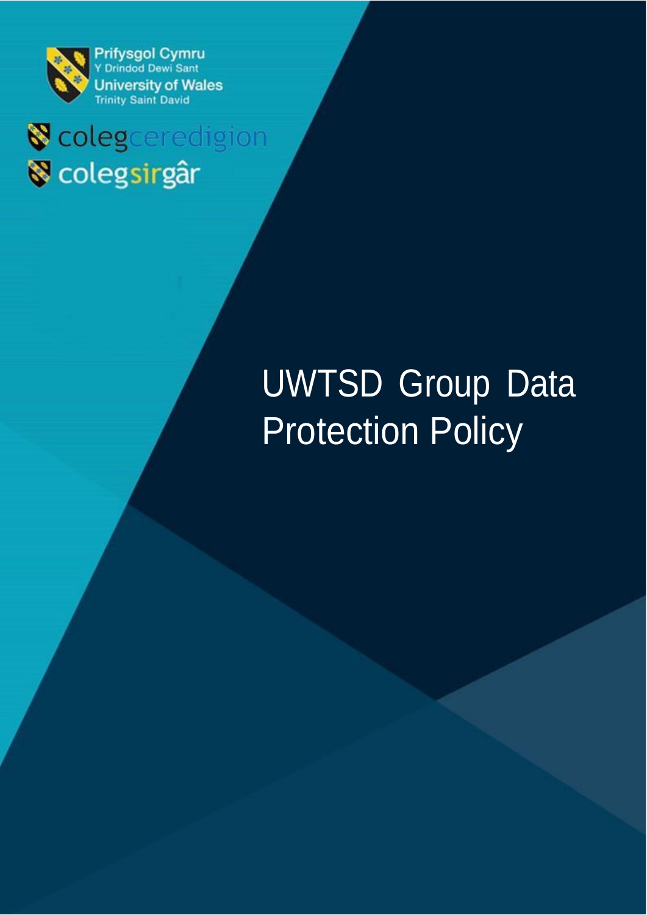Prifysgol Cymru
Y Drindod Dewi Sant
University of Wales
Trinity Saint David

colegceredigion

colegsirgâr

# UWTSD Group Data Protection Policy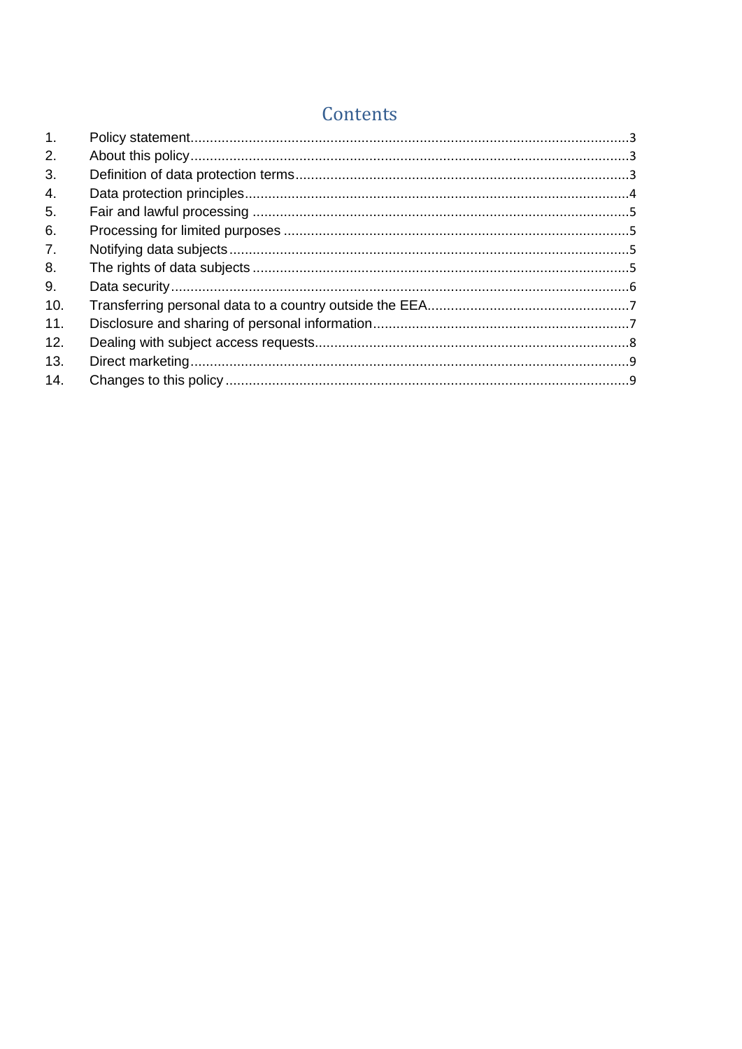# Contents

1. Policy statement........................................................................................................3
2. About this policy........................................................................................................3
3. Definition of data protection terms.............................................................................3
4. Data protection principles...........................................................................................4
5. Fair and lawful processing .........................................................................................5
6. Processing for limited purposes .................................................................................5
7. Notifying data subjects ...............................................................................................5
8. The rights of data subjects .........................................................................................5
9. Data security ..............................................................................................................6
10. Transferring personal data to a country outside the EEA.............................................7
11. Disclosure and sharing of personal information..........................................................7
12. Dealing with subject access requests.........................................................................8
13. Direct marketing.........................................................................................................9
14. Changes to this policy ................................................................................................9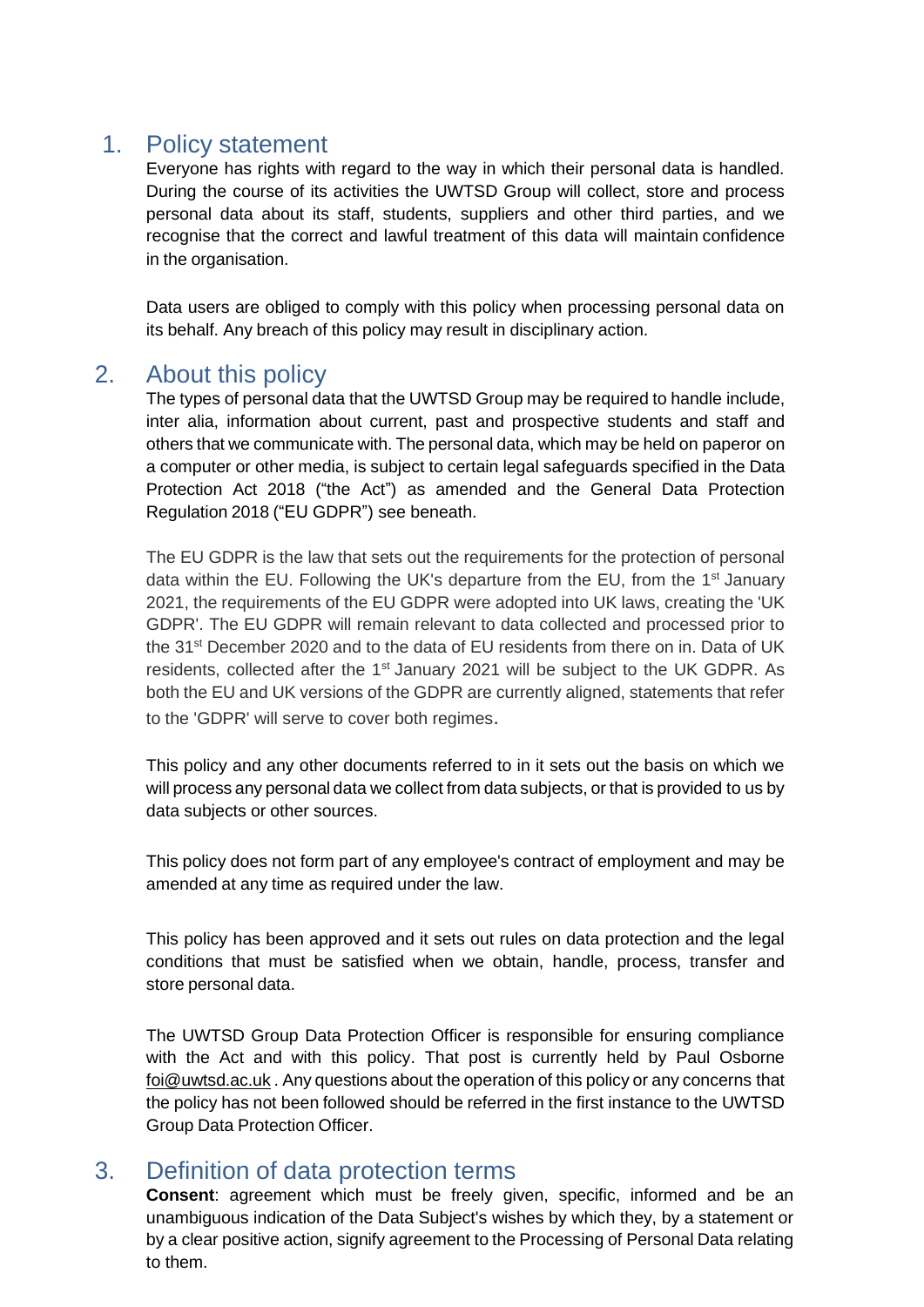## 1. Policy statement

Everyone has rights with regard to the way in which their personal data is handled. During the course of its activities the UWTSD Group will collect, store and process personal data about its staff, students, suppliers and other third parties, and we recognise that the correct and lawful treatment of this data will maintain confidence in the organisation.

Data users are obliged to comply with this policy when processing personal data on its behalf. Any breach of this policy may result in disciplinary action.

## 2. About this policy

The types of personal data that the UWTSD Group may be required to handle include, inter alia, information about current, past and prospective students and staff and others that we communicate with. The personal data, which may be held on paperor on a computer or other media, is subject to certain legal safeguards specified in the Data Protection Act 2018 ("the Act") as amended and the General Data Protection Regulation 2018 ("EU GDPR") see beneath.

The EU GDPR is the law that sets out the requirements for the protection of personal data within the EU. Following the UK's departure from the EU, from the 1st January 2021, the requirements of the EU GDPR were adopted into UK laws, creating the 'UK GDPR'. The EU GDPR will remain relevant to data collected and processed prior to the 31st December 2020 and to the data of EU residents from there on in. Data of UK residents, collected after the 1st January 2021 will be subject to the UK GDPR. As both the EU and UK versions of the GDPR are currently aligned, statements that refer to the 'GDPR' will serve to cover both regimes.

This policy and any other documents referred to in it sets out the basis on which we will process any personal data we collect from data subjects, or that is provided to us by data subjects or other sources.

This policy does not form part of any employee's contract of employment and may be amended at any time as required under the law.

This policy has been approved and it sets out rules on data protection and the legal conditions that must be satisfied when we obtain, handle, process, transfer and store personal data.

The UWTSD Group Data Protection Officer is responsible for ensuring compliance with the Act and with this policy. That post is currently held by Paul Osborne foi@uwtsd.ac.uk . Any questions about the operation of this policy or any concerns that the policy has not been followed should be referred in the first instance to the UWTSD Group Data Protection Officer.

## 3. Definition of data protection terms

**Consent**: agreement which must be freely given, specific, informed and be an unambiguous indication of the Data Subject's wishes by which they, by a statement or by a clear positive action, signify agreement to the Processing of Personal Data relating to them.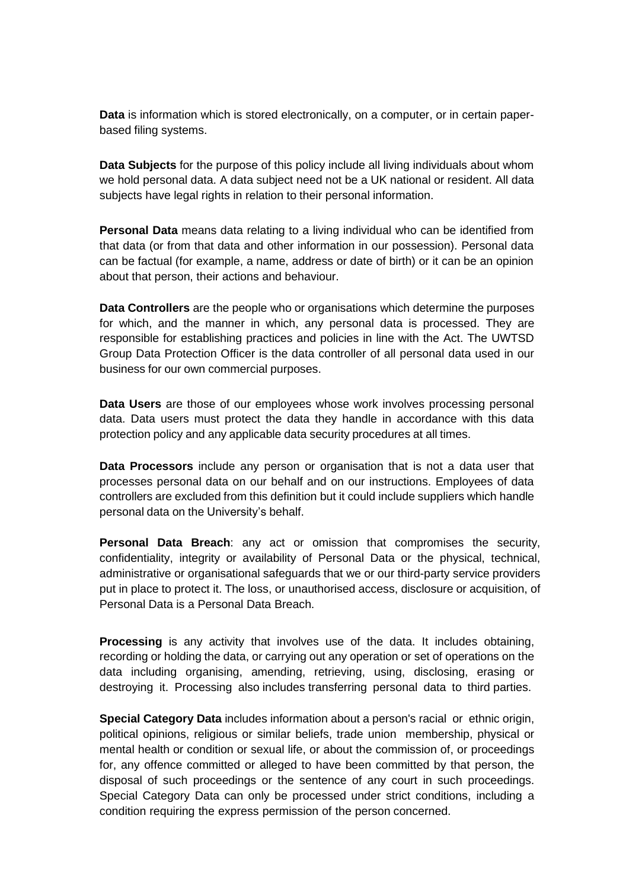**Data** is information which is stored electronically, on a computer, or in certain paper-based filing systems.

**Data Subjects** for the purpose of this policy include all living individuals about whom we hold personal data. A data subject need not be a UK national or resident. All data subjects have legal rights in relation to their personal information.

**Personal Data** means data relating to a living individual who can be identified from that data (or from that data and other information in our possession). Personal data can be factual (for example, a name, address or date of birth) or it can be an opinion about that person, their actions and behaviour.

**Data Controllers** are the people who or organisations which determine the purposes for which, and the manner in which, any personal data is processed. They are responsible for establishing practices and policies in line with the Act. The UWTSD Group Data Protection Officer is the data controller of all personal data used in our business for our own commercial purposes.

**Data Users** are those of our employees whose work involves processing personal data. Data users must protect the data they handle in accordance with this data protection policy and any applicable data security procedures at all times.

**Data Processors** include any person or organisation that is not a data user that processes personal data on our behalf and on our instructions. Employees of data controllers are excluded from this definition but it could include suppliers which handle personal data on the University's behalf.

**Personal Data Breach**: any act or omission that compromises the security, confidentiality, integrity or availability of Personal Data or the physical, technical, administrative or organisational safeguards that we or our third-party service providers put in place to protect it. The loss, or unauthorised access, disclosure or acquisition, of Personal Data is a Personal Data Breach.

**Processing** is any activity that involves use of the data. It includes obtaining, recording or holding the data, or carrying out any operation or set of operations on the data including organising, amending, retrieving, using, disclosing, erasing or destroying it. Processing also includes transferring personal data to third parties.

**Special Category Data** includes information about a person's racial or ethnic origin, political opinions, religious or similar beliefs, trade union membership, physical or mental health or condition or sexual life, or about the commission of, or proceedings for, any offence committed or alleged to have been committed by that person, the disposal of such proceedings or the sentence of any court in such proceedings. Special Category Data can only be processed under strict conditions, including a condition requiring the express permission of the person concerned.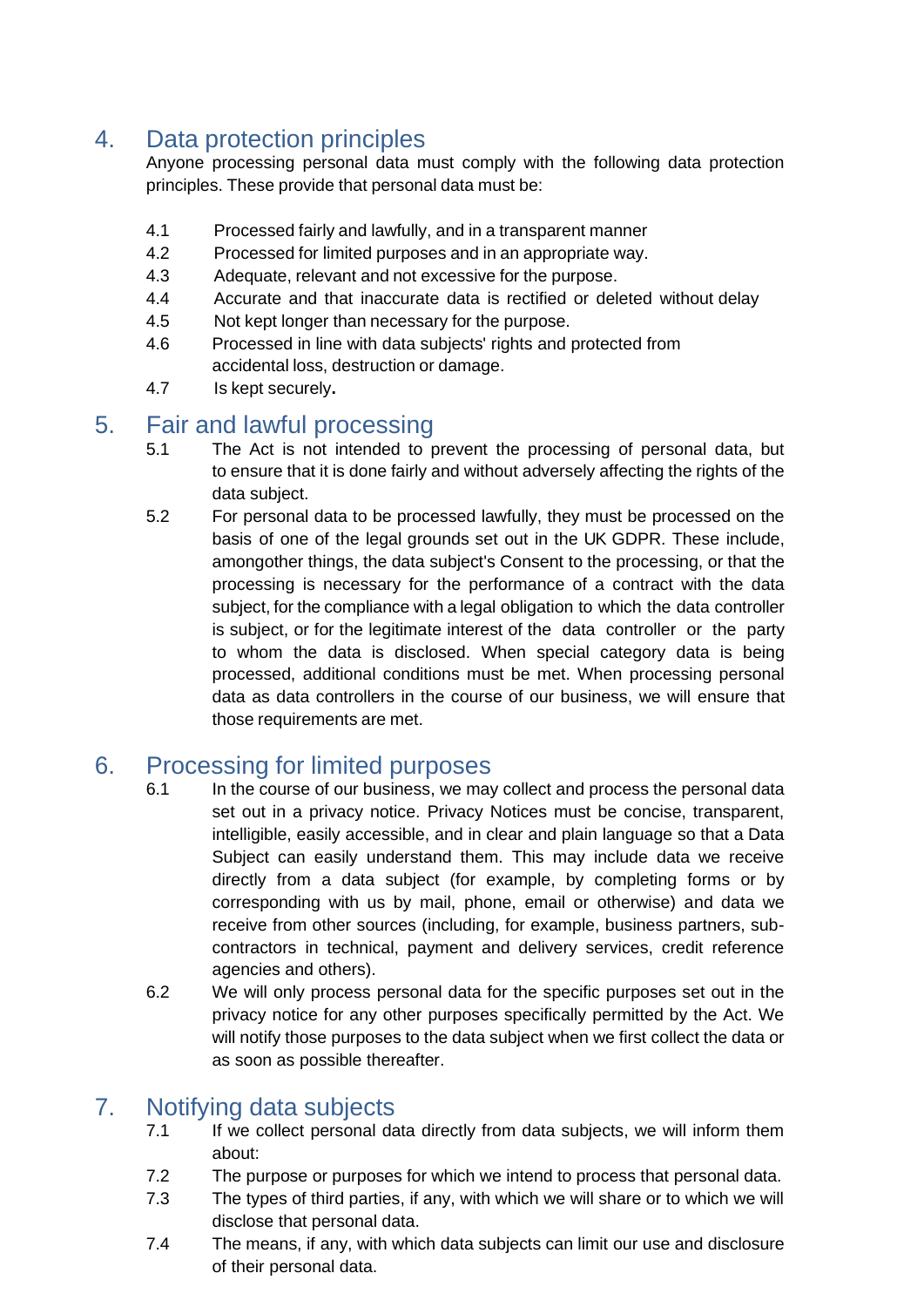## 4. Data protection principles

Anyone processing personal data must comply with the following data protection principles. These provide that personal data must be:

4.1 Processed fairly and lawfully, and in a transparent manner

4.2 Processed for limited purposes and in an appropriate way.

4.3 Adequate, relevant and not excessive for the purpose.

4.4 Accurate and that inaccurate data is rectified or deleted without delay

4.5 Not kept longer than necessary for the purpose.

4.6 Processed in line with data subjects' rights and protected from accidental loss, destruction or damage.

4.7 Is kept securely**.**

## 5. Fair and lawful processing

5.1 The Act is not intended to prevent the processing of personal data, but to ensure that it is done fairly and without adversely affecting the rights of the data subject.

5.2 For personal data to be processed lawfully, they must be processed on the basis of one of the legal grounds set out in the UK GDPR. These include, amongother things, the data subject's Consent to the processing, or that the processing is necessary for the performance of a contract with the data subject, for the compliance with a legal obligation to which the data controller is subject, or for the legitimate interest of the data controller or the party to whom the data is disclosed. When special category data is being processed, additional conditions must be met. When processing personal data as data controllers in the course of our business, we will ensure that those requirements are met.

## 6. Processing for limited purposes

6.1 In the course of our business, we may collect and process the personal data set out in a privacy notice. Privacy Notices must be concise, transparent, intelligible, easily accessible, and in clear and plain language so that a Data Subject can easily understand them. This may include data we receive directly from a data subject (for example, by completing forms or by corresponding with us by mail, phone, email or otherwise) and data we receive from other sources (including, for example, business partners, sub-contractors in technical, payment and delivery services, credit reference agencies and others).

6.2 We will only process personal data for the specific purposes set out in the privacy notice for any other purposes specifically permitted by the Act. We will notify those purposes to the data subject when we first collect the data or as soon as possible thereafter.

## 7. Notifying data subjects

7.1 If we collect personal data directly from data subjects, we will inform them about:

7.2 The purpose or purposes for which we intend to process that personal data.

7.3 The types of third parties, if any, with which we will share or to which we will disclose that personal data.

7.4 The means, if any, with which data subjects can limit our use and disclosure of their personal data.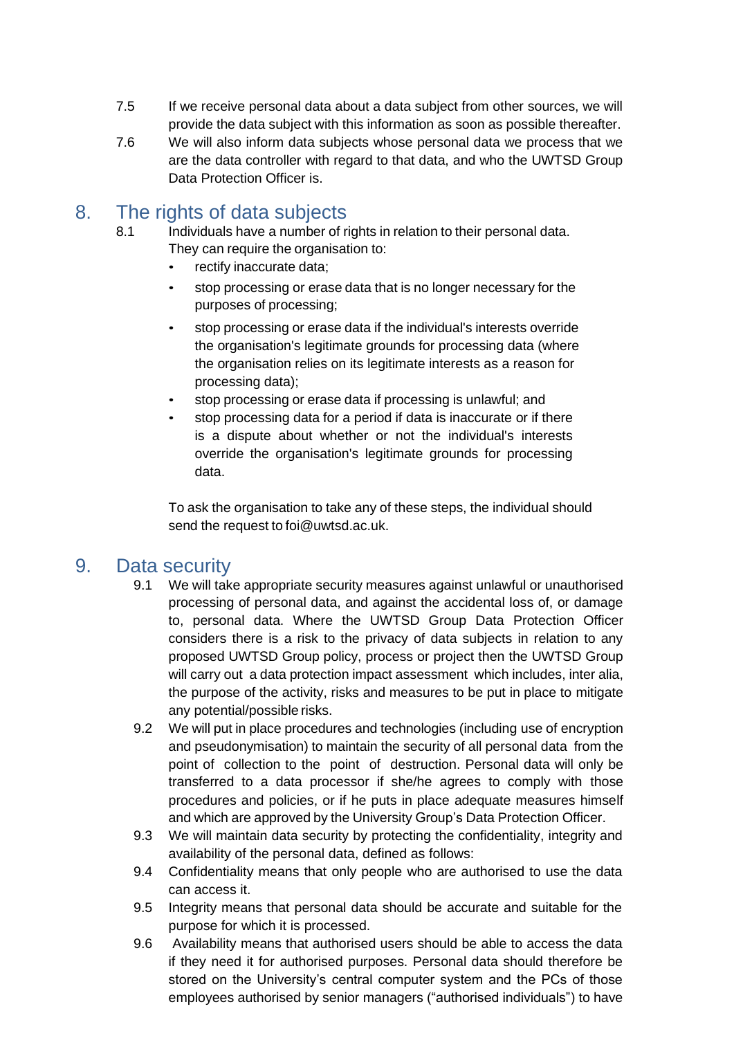7.5 If we receive personal data about a data subject from other sources, we will provide the data subject with this information as soon as possible thereafter.

7.6 We will also inform data subjects whose personal data we process that we are the data controller with regard to that data, and who the UWTSD Group Data Protection Officer is.

## 8. The rights of data subjects

8.1 Individuals have a number of rights in relation to their personal data. They can require the organisation to:

- rectify inaccurate data;
- stop processing or erase data that is no longer necessary for the purposes of processing;
- stop processing or erase data if the individual's interests override the organisation's legitimate grounds for processing data (where the organisation relies on its legitimate interests as a reason for processing data);
- stop processing or erase data if processing is unlawful; and
- stop processing data for a period if data is inaccurate or if there is a dispute about whether or not the individual's interests override the organisation's legitimate grounds for processing data.

To ask the organisation to take any of these steps, the individual should send the request to foi@uwtsd.ac.uk.

## 9. Data security

9.1 We will take appropriate security measures against unlawful or unauthorised processing of personal data, and against the accidental loss of, or damage to, personal data. Where the UWTSD Group Data Protection Officer considers there is a risk to the privacy of data subjects in relation to any proposed UWTSD Group policy, process or project then the UWTSD Group will carry out a data protection impact assessment which includes, inter alia, the purpose of the activity, risks and measures to be put in place to mitigate any potential/possible risks.

9.2 We will put in place procedures and technologies (including use of encryption and pseudonymisation) to maintain the security of all personal data from the point of collection to the point of destruction. Personal data will only be transferred to a data processor if she/he agrees to comply with those procedures and policies, or if he puts in place adequate measures himself and which are approved by the University Group's Data Protection Officer.

9.3 We will maintain data security by protecting the confidentiality, integrity and availability of the personal data, defined as follows:

9.4 Confidentiality means that only people who are authorised to use the data can access it.

9.5 Integrity means that personal data should be accurate and suitable for the purpose for which it is processed.

9.6 Availability means that authorised users should be able to access the data if they need it for authorised purposes. Personal data should therefore be stored on the University's central computer system and the PCs of those employees authorised by senior managers ("authorised individuals") to have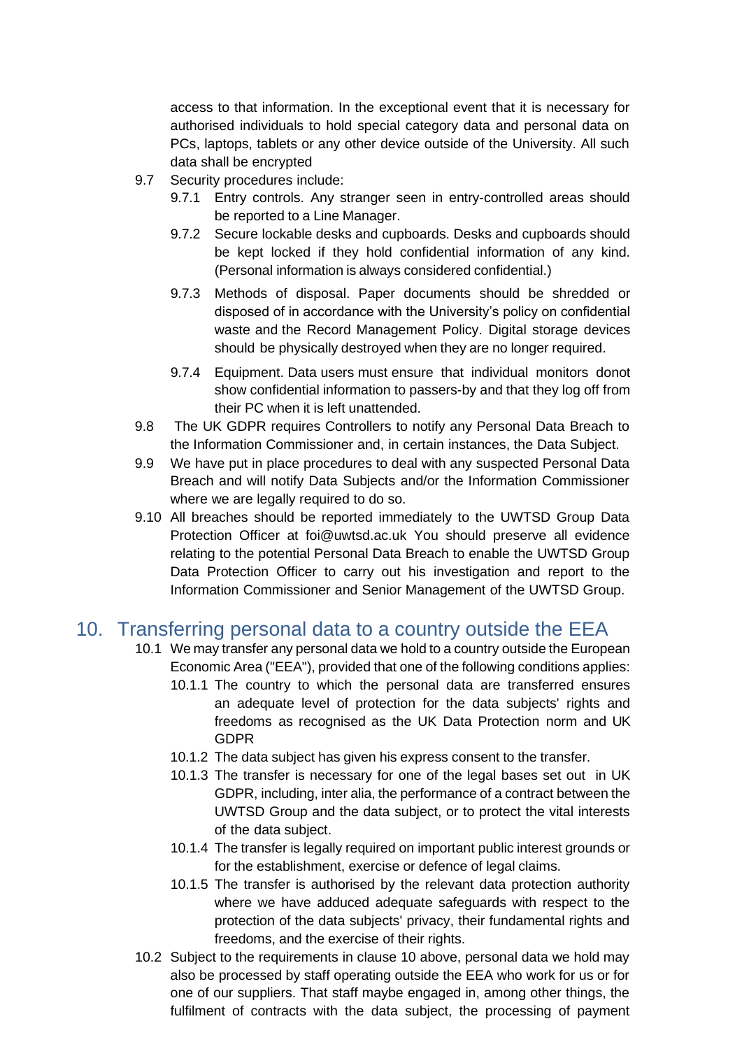access to that information. In the exceptional event that it is necessary for authorised individuals to hold special category data and personal data on PCs, laptops, tablets or any other device outside of the University. All such data shall be encrypted

9.7 Security procedures include:

9.7.1 Entry controls. Any stranger seen in entry-controlled areas should be reported to a Line Manager.

9.7.2 Secure lockable desks and cupboards. Desks and cupboards should be kept locked if they hold confidential information of any kind. (Personal information is always considered confidential.)

9.7.3 Methods of disposal. Paper documents should be shredded or disposed of in accordance with the University's policy on confidential waste and the Record Management Policy. Digital storage devices should be physically destroyed when they are no longer required.

9.7.4 Equipment. Data users must ensure that individual monitors donot show confidential information to passers-by and that they log off from their PC when it is left unattended.

9.8 The UK GDPR requires Controllers to notify any Personal Data Breach to the Information Commissioner and, in certain instances, the Data Subject.

9.9 We have put in place procedures to deal with any suspected Personal Data Breach and will notify Data Subjects and/or the Information Commissioner where we are legally required to do so.

9.10 All breaches should be reported immediately to the UWTSD Group Data Protection Officer at foi@uwtsd.ac.uk You should preserve all evidence relating to the potential Personal Data Breach to enable the UWTSD Group Data Protection Officer to carry out his investigation and report to the Information Commissioner and Senior Management of the UWTSD Group.

## 10. Transferring personal data to a country outside the EEA

10.1 We may transfer any personal data we hold to a country outside the European Economic Area ("EEA"), provided that one of the following conditions applies:

10.1.1 The country to which the personal data are transferred ensures an adequate level of protection for the data subjects' rights and freedoms as recognised as the UK Data Protection norm and UK GDPR

10.1.2 The data subject has given his express consent to the transfer.

10.1.3 The transfer is necessary for one of the legal bases set out in UK GDPR, including, inter alia, the performance of a contract between the UWTSD Group and the data subject, or to protect the vital interests of the data subject.

10.1.4 The transfer is legally required on important public interest grounds or for the establishment, exercise or defence of legal claims.

10.1.5 The transfer is authorised by the relevant data protection authority where we have adduced adequate safeguards with respect to the protection of the data subjects' privacy, their fundamental rights and freedoms, and the exercise of their rights.

10.2 Subject to the requirements in clause 10 above, personal data we hold may also be processed by staff operating outside the EEA who work for us or for one of our suppliers. That staff maybe engaged in, among other things, the fulfilment of contracts with the data subject, the processing of payment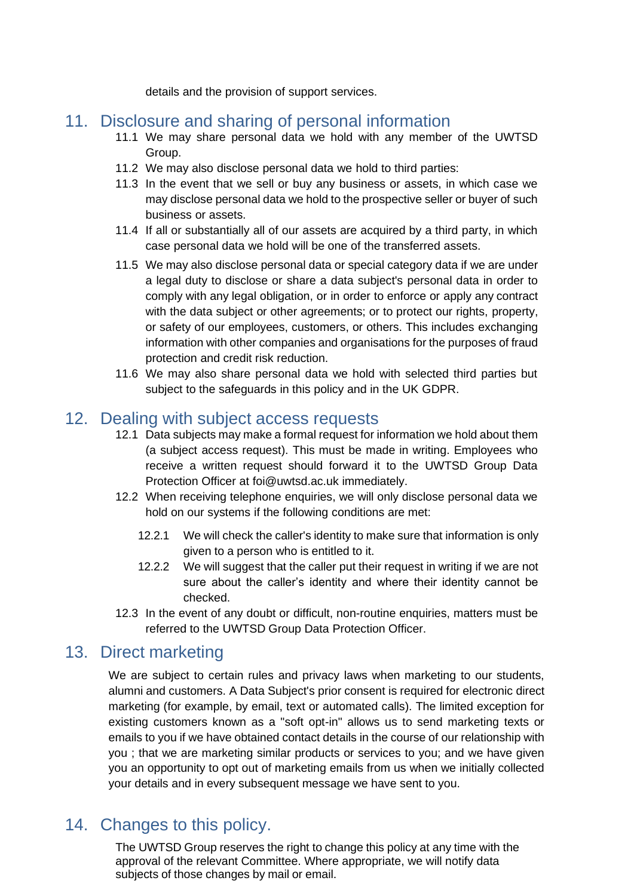details and the provision of support services.

## 11. Disclosure and sharing of personal information

11.1 We may share personal data we hold with any member of the UWTSD Group.

11.2 We may also disclose personal data we hold to third parties:

11.3 In the event that we sell or buy any business or assets, in which case we may disclose personal data we hold to the prospective seller or buyer of such business or assets.

11.4 If all or substantially all of our assets are acquired by a third party, in which case personal data we hold will be one of the transferred assets.

11.5 We may also disclose personal data or special category data if we are under a legal duty to disclose or share a data subject's personal data in order to comply with any legal obligation, or in order to enforce or apply any contract with the data subject or other agreements; or to protect our rights, property, or safety of our employees, customers, or others. This includes exchanging information with other companies and organisations for the purposes of fraud protection and credit risk reduction.

11.6 We may also share personal data we hold with selected third parties but subject to the safeguards in this policy and in the UK GDPR.

## 12. Dealing with subject access requests

12.1 Data subjects may make a formal request for information we hold about them (a subject access request). This must be made in writing. Employees who receive a written request should forward it to the UWTSD Group Data Protection Officer at foi@uwtsd.ac.uk immediately.

12.2 When receiving telephone enquiries, we will only disclose personal data we hold on our systems if the following conditions are met:

12.2.1 We will check the caller's identity to make sure that information is only given to a person who is entitled to it.

12.2.2 We will suggest that the caller put their request in writing if we are not sure about the caller's identity and where their identity cannot be checked.

12.3 In the event of any doubt or difficult, non-routine enquiries, matters must be referred to the UWTSD Group Data Protection Officer.

## 13. Direct marketing

We are subject to certain rules and privacy laws when marketing to our students, alumni and customers. A Data Subject's prior consent is required for electronic direct marketing (for example, by email, text or automated calls). The limited exception for existing customers known as a "soft opt-in" allows us to send marketing texts or emails to you if we have obtained contact details in the course of our relationship with you ; that we are marketing similar products or services to you; and we have given you an opportunity to opt out of marketing emails from us when we initially collected your details and in every subsequent message we have sent to you.

## 14. Changes to this policy.

The UWTSD Group reserves the right to change this policy at any time with the approval of the relevant Committee. Where appropriate, we will notify data subjects of those changes by mail or email.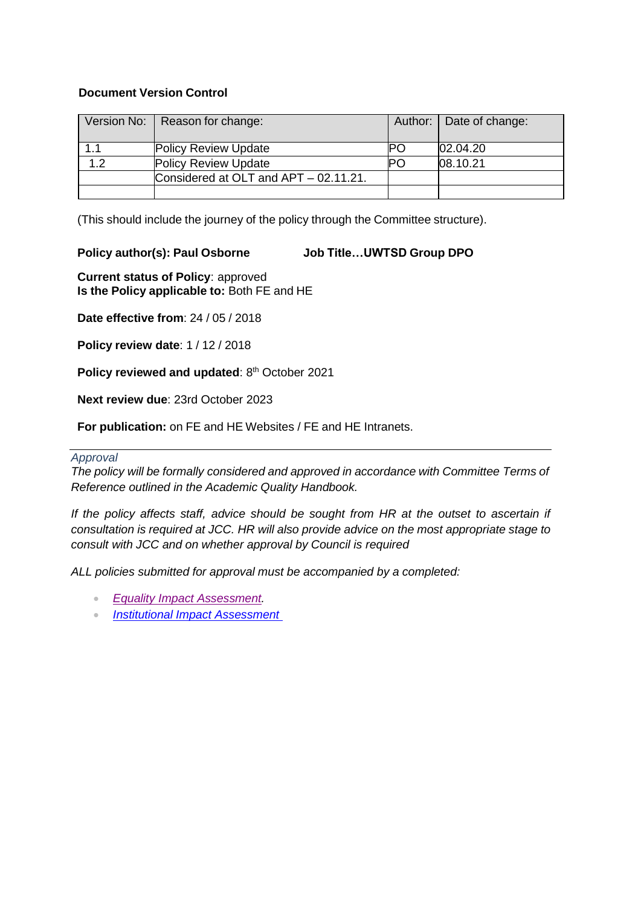**Document Version Control**

| Version No: | Reason for change: | Author: | Date of change: |
|---|---|---|---|
| 1.1 | Policy Review Update | PO | 02.04.20 |
| 1.2 | Policy Review Update | PO | 08.10.21 |
| | Considered at OLT and APT – 02.11.21. | | |
| | | | |

(This should include the journey of the policy through the Committee structure).

**Policy author(s): Paul Osborne** **Job Title…UWTSD Group DPO**

**Current status of Policy**: approved
**Is the Policy applicable to:** Both FE and HE

**Date effective from**: 24 / 05 / 2018

**Policy review date**: 1 / 12 / 2018

**Policy reviewed and updated**: 8th October 2021

**Next review due**: 23rd October 2023

**For publication:** on FE and HE Websites / FE and HE Intranets.

---

*Approval*

*The policy will be formally considered and approved in accordance with Committee Terms of Reference outlined in the Academic Quality Handbook.*

*If the policy affects staff, advice should be sought from HR at the outset to ascertain if consultation is required at JCC. HR will also provide advice on the most appropriate stage to consult with JCC and on whether approval by Council is required*

*ALL policies submitted for approval must be accompanied by a completed:*

- *Equality Impact Assessment.*
- *Institutional Impact Assessment*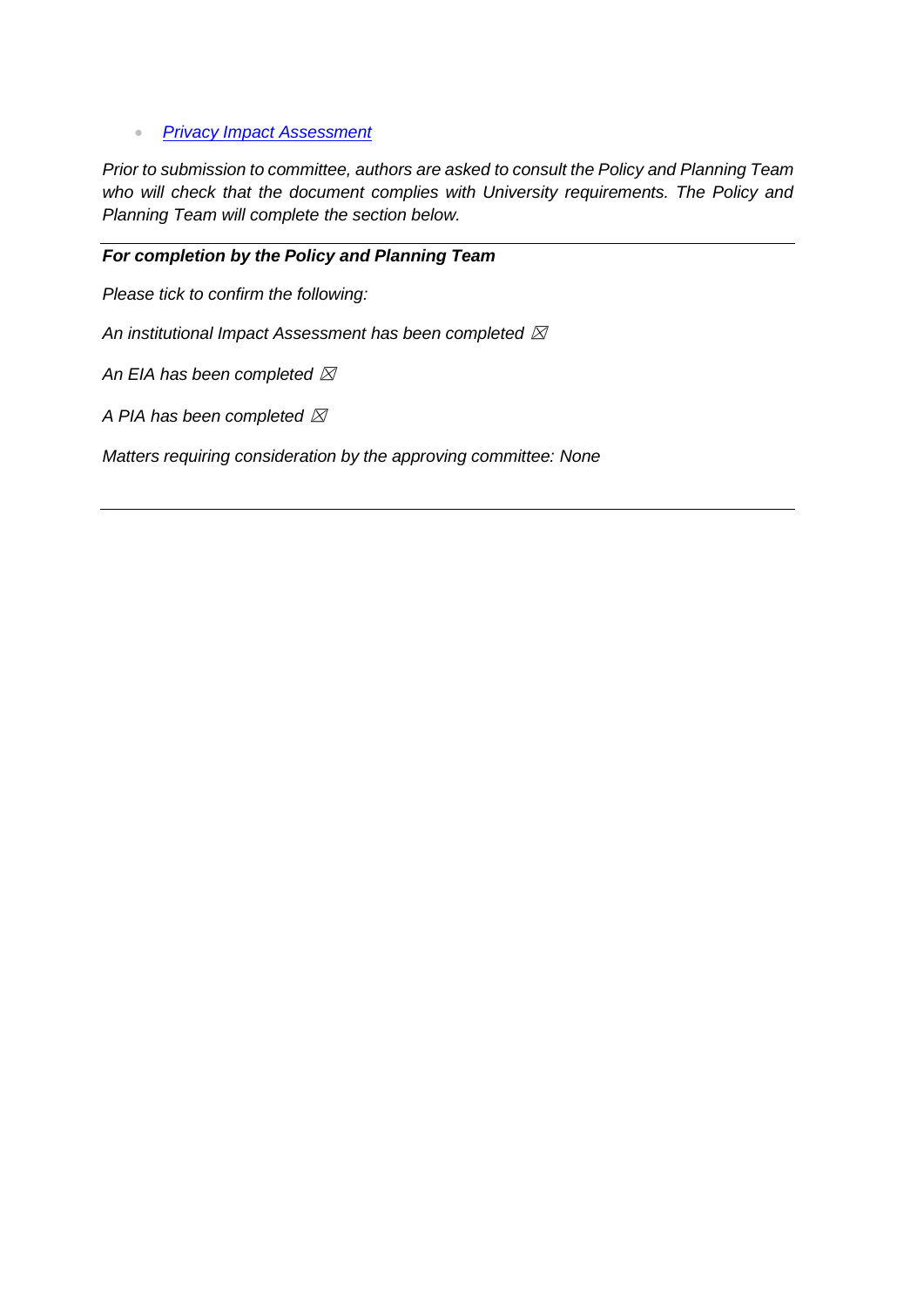- [*Privacy Impact Assessment*]()

*Prior to submission to committee, authors are asked to consult the Policy and Planning Team who will check that the document complies with University requirements. The Policy and Planning Team will complete the section below.*

---

***For completion by the Policy and Planning Team***

*Please tick to confirm the following:*

*An institutional Impact Assessment has been completed* ☒

*An EIA has been completed* ☒

*A PIA has been completed* ☒

*Matters requiring consideration by the approving committee: None*

---